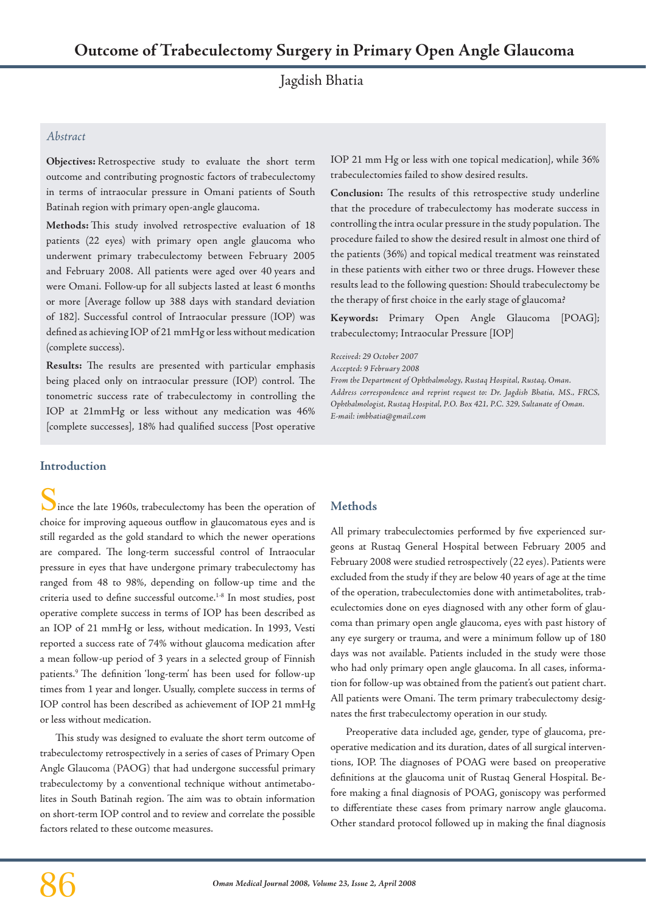# Outcome of Trabeculectomy Surgery in Primary Open Angle Glaucoma

Jagdish Bhatia

## Abstract

**Objectives:** Retrospective study to evaluate the short term outcome and contributing prognostic factors of trabeculectomy in terms of intraocular pressure in Omani patients of South Batinah region with primary open-angle glaucoma.

**Methods:** This study involved retrospective evaluation of 18 patients (22 eyes) with primary open angle glaucoma who underwent primary trabeculectomy between February 2005 and February 2008. All patients were aged over 40 years and were Omani. Follow-up for all subjects lasted at least 6 months or more [Average follow up 388 days with standard deviation of 182]. Successful control of Intraocular pressure (IOP) was defined as achieving IOP of 21 mmHg or less without medication (complete success).

**Results:** The results are presented with particular emphasis being placed only on intraocular pressure (IOP) control. The tonometric success rate of trabeculectomy in controlling the IOP at 21mmHg or less without any medication was 46% [complete successes], 18% had qualified success [Post operative IOP 21 mm Hg or less with one topical medication], while 36% trabeculectomies failed to show desired results.

**Conclusion:** The results of this retrospective study underline that the procedure of trabeculectomy has moderate success in controlling the intra ocular pressure in the study population. The procedure failed to show the desired result in almost one third of the patients (36%) and topical medical treatment was reinstated in these patients with either two or three drugs. However these results lead to the following question: Should trabeculectomy be the therapy of first choice in the early stage of glaucoma?

**Keywords:** Primary Open Angle Glaucoma [POAG]; trabeculectomy; Intraocular Pressure [IOP]

*Received: 29 October 2007*
*Accepted: 9 February 2008*
*From the Department of Ophthalmology, Rustaq Hospital, Rustaq, Oman.*
*Address correspondence and reprint request to: Dr. Jagdish Bhatia, MS., FRCS, Ophthalmologist, Rustaq Hospital, P.O. Box 421, P.C. 329, Sultanate of Oman.*
*E-mail: imbhatia@gmail.com*

## Introduction

Since the late 1960s, trabeculectomy has been the operation of choice for improving aqueous outflow in glaucomatous eyes and is still regarded as the gold standard to which the newer operations are compared. The long-term successful control of Intraocular pressure in eyes that have undergone primary trabeculectomy has ranged from 48 to 98%, depending on follow-up time and the criteria used to define successful outcome.[1-8] In most studies, post operative complete success in terms of IOP has been described as an IOP of 21 mmHg or less, without medication. In 1993, Vesti reported a success rate of 74% without glaucoma medication after a mean follow-up period of 3 years in a selected group of Finnish patients.[9] The definition 'long-term' has been used for follow-up times from 1 year and longer. Usually, complete success in terms of IOP control has been described as achievement of IOP 21 mmHg or less without medication.

This study was designed to evaluate the short term outcome of trabeculectomy retrospectively in a series of cases of Primary Open Angle Glaucoma (PAOG) that had undergone successful primary trabeculectomy by a conventional technique without antimetabolites in South Batinah region. The aim was to obtain information on short-term IOP control and to review and correlate the possible factors related to these outcome measures.

## Methods

All primary trabeculectomies performed by five experienced surgeons at Rustaq General Hospital between February 2005 and February 2008 were studied retrospectively (22 eyes). Patients were excluded from the study if they are below 40 years of age at the time of the operation, trabeculectomies done with antimetabolites, trabeculectomies done on eyes diagnosed with any other form of glaucoma than primary open angle glaucoma, eyes with past history of any eye surgery or trauma, and were a minimum follow up of 180 days was not available. Patients included in the study were those who had only primary open angle glaucoma. In all cases, information for follow-up was obtained from the patient's out patient chart. All patients were Omani. The term primary trabeculectomy designates the first trabeculectomy operation in our study.

Preoperative data included age, gender, type of glaucoma, preoperative medication and its duration, dates of all surgical interventions, IOP. The diagnoses of POAG were based on preoperative definitions at the glaucoma unit of Rustaq General Hospital. Before making a final diagnosis of POAG, goniscopy was performed to differentiate these cases from primary narrow angle glaucoma. Other standard protocol followed up in making the final diagnosis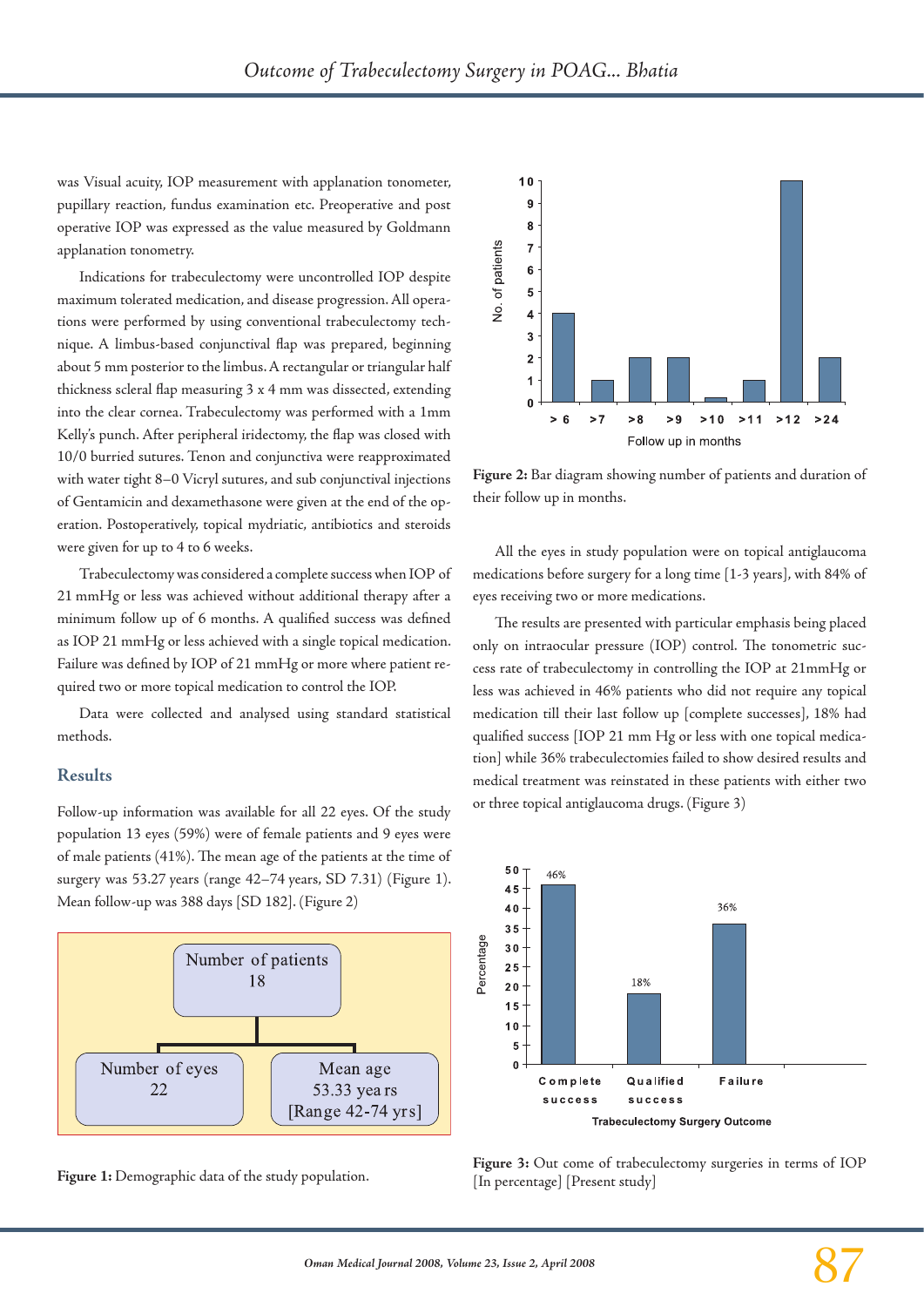was Visual acuity, IOP measurement with applanation tonometer, pupillary reaction, fundus examination etc. Preoperative and post operative IOP was expressed as the value measured by Goldmann applanation tonometry.

Indications for trabeculectomy were uncontrolled IOP despite maximum tolerated medication, and disease progression. All operations were performed by using conventional trabeculectomy technique. A limbus-based conjunctival flap was prepared, beginning about 5 mm posterior to the limbus. A rectangular or triangular half thickness scleral flap measuring 3 x 4 mm was dissected, extending into the clear cornea. Trabeculectomy was performed with a 1mm Kelly's punch. After peripheral iridectomy, the flap was closed with 10/0 burried sutures. Tenon and conjunctiva were reapproximated with water tight 8–0 Vicryl sutures, and sub conjunctival injections of Gentamicin and dexamethasone were given at the end of the operation. Postoperatively, topical mydriatic, antibiotics and steroids were given for up to 4 to 6 weeks.

Trabeculectomy was considered a complete success when IOP of 21 mmHg or less was achieved without additional therapy after a minimum follow up of 6 months. A qualified success was defined as IOP 21 mmHg or less achieved with a single topical medication. Failure was defined by IOP of 21 mmHg or more where patient required two or more topical medication to control the IOP.

Data were collected and analysed using standard statistical methods.

## Results

Follow-up information was available for all 22 eyes. Of the study population 13 eyes (59%) were of female patients and 9 eyes were of male patients (41%). The mean age of the patients at the time of surgery was 53.27 years (range 42–74 years, SD 7.31) (Figure 1). Mean follow-up was 388 days [SD 182]. (Figure 2)

Number of patients 18

Number of eyes 22

Mean age 53.33 years [Range 42-74 yrs]

**Figure 1:** Demographic data of the study population.

**Figure 2:** Bar diagram showing number of patients and duration of their follow up in months.

All the eyes in study population were on topical antiglaucoma medications before surgery for a long time [1-3 years], with 84% of eyes receiving two or more medications.

The results are presented with particular emphasis being placed only on intraocular pressure (IOP) control. The tonometric success rate of trabeculectomy in controlling the IOP at 21mmHg or less was achieved in 46% patients who did not require any topical medication till their last follow up [complete successes], 18% had qualified success [IOP 21 mm Hg or less with one topical medication] while 36% trabeculectomies failed to show desired results and medical treatment was reinstated in these patients with either two or three topical antiglaucoma drugs. (Figure 3)

**Figure 3:** Out come of trabeculectomy surgeries in terms of IOP [In percentage] [Present study]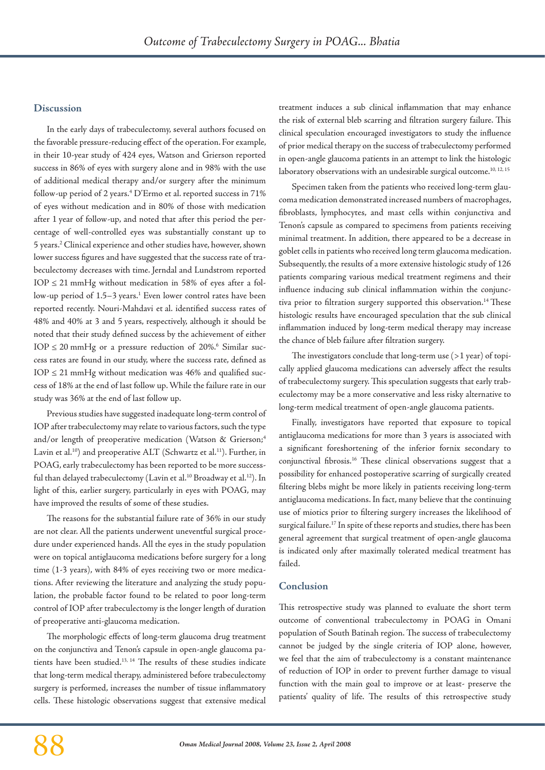## Discussion

In the early days of trabeculectomy, several authors focused on the favorable pressure-reducing effect of the operation. For example, in their 10-year study of 424 eyes, Watson and Grierson reported success in 86% of eyes with surgery alone and in 98% with the use of additional medical therapy and/or surgery after the minimum follow-up period of 2 years.[4] D'Ermo et al. reported success in 71% of eyes without medication and in 80% of those with medication after 1 year of follow-up, and noted that after this period the percentage of well-controlled eyes was substantially constant up to 5 years.[2] Clinical experience and other studies have, however, shown lower success figures and have suggested that the success rate of trabeculectomy decreases with time. Jerndal and Lundstrom reported IOP ≤ 21 mmHg without medication in 58% of eyes after a follow-up period of 1.5–3 years.[1] Even lower control rates have been reported recently. Nouri-Mahdavi et al. identified success rates of 48% and 40% at 3 and 5 years, respectively, although it should be noted that their study defined success by the achievement of either IOP ≤ 20 mmHg or a pressure reduction of 20%.[6] Similar success rates are found in our study, where the success rate, defined as IOP ≤ 21 mmHg without medication was 46% and qualified success of 18% at the end of last follow up. While the failure rate in our study was 36% at the end of last follow up.

Previous studies have suggested inadequate long-term control of IOP after trabeculectomy may relate to various factors, such the type and/or length of preoperative medication (Watson & Grierson;[4] Lavin et al.[10]) and preoperative ALT (Schwartz et al.[11]). Further, in POAG, early trabeculectomy has been reported to be more successful than delayed trabeculectomy (Lavin et al.[10] Broadway et al.[12]). In light of this, earlier surgery, particularly in eyes with POAG, may have improved the results of some of these studies.

The reasons for the substantial failure rate of 36% in our study are not clear. All the patients underwent uneventful surgical procedure under experienced hands. All the eyes in the study population were on topical antiglaucoma medications before surgery for a long time (1-3 years), with 84% of eyes receiving two or more medications. After reviewing the literature and analyzing the study population, the probable factor found to be related to poor long-term control of IOP after trabeculectomy is the longer length of duration of preoperative anti-glaucoma medication.

The morphologic effects of long-term glaucoma drug treatment on the conjunctiva and Tenon's capsule in open-angle glaucoma patients have been studied.[13, 14] The results of these studies indicate that long-term medical therapy, administered before trabeculectomy surgery is performed, increases the number of tissue inflammatory cells. These histologic observations suggest that extensive medical treatment induces a sub clinical inflammation that may enhance the risk of external bleb scarring and filtration surgery failure. This clinical speculation encouraged investigators to study the influence of prior medical therapy on the success of trabeculectomy performed in open-angle glaucoma patients in an attempt to link the histologic laboratory observations with an undesirable surgical outcome.[10, 12, 15]

Specimen taken from the patients who received long-term glaucoma medication demonstrated increased numbers of macrophages, fibroblasts, lymphocytes, and mast cells within conjunctiva and Tenon's capsule as compared to specimens from patients receiving minimal treatment. In addition, there appeared to be a decrease in goblet cells in patients who received long term glaucoma medication. Subsequently, the results of a more extensive histologic study of 126 patients comparing various medical treatment regimens and their influence inducing sub clinical inflammation within the conjunctiva prior to filtration surgery supported this observation.[14] These histologic results have encouraged speculation that the sub clinical inflammation induced by long-term medical therapy may increase the chance of bleb failure after filtration surgery.

The investigators conclude that long-term use (>1 year) of topically applied glaucoma medications can adversely affect the results of trabeculectomy surgery. This speculation suggests that early trabeculectomy may be a more conservative and less risky alternative to long-term medical treatment of open-angle glaucoma patients.

Finally, investigators have reported that exposure to topical antiglaucoma medications for more than 3 years is associated with a significant foreshortening of the inferior fornix secondary to conjunctival fibrosis.[16] These clinical observations suggest that a possibility for enhanced postoperative scarring of surgically created filtering blebs might be more likely in patients receiving long-term antiglaucoma medications. In fact, many believe that the continuing use of miotics prior to filtering surgery increases the likelihood of surgical failure.[17] In spite of these reports and studies, there has been general agreement that surgical treatment of open-angle glaucoma is indicated only after maximally tolerated medical treatment has failed.

## Conclusion

This retrospective study was planned to evaluate the short term outcome of conventional trabeculectomy in POAG in Omani population of South Batinah region. The success of trabeculectomy cannot be judged by the single criteria of IOP alone, however, we feel that the aim of trabeculectomy is a constant maintenance of reduction of IOP in order to prevent further damage to visual function with the main goal to improve or at least- preserve the patients' quality of life. The results of this retrospective study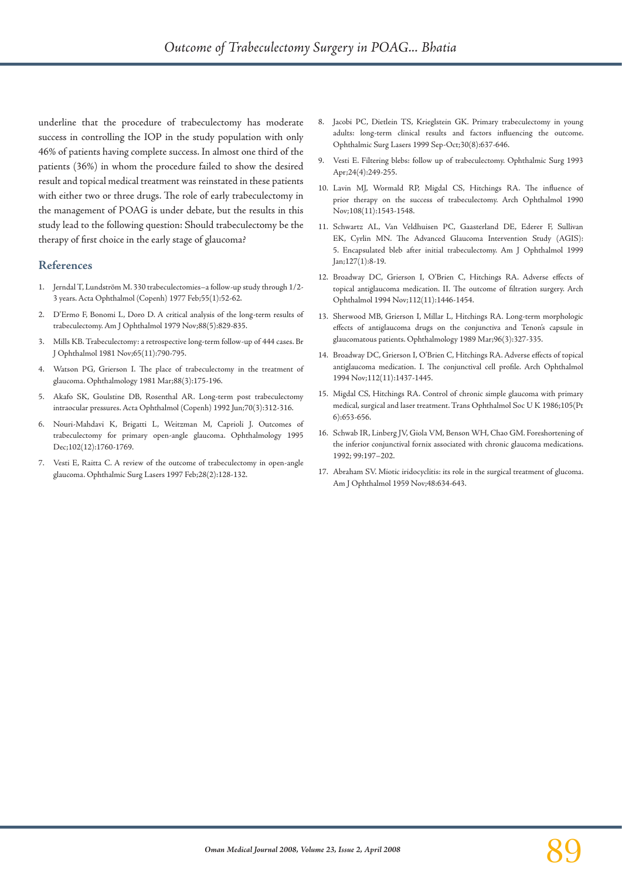underline that the procedure of trabeculectomy has moderate success in controlling the IOP in the study population with only 46% of patients having complete success. In almost one third of the patients (36%) in whom the procedure failed to show the desired result and topical medical treatment was reinstated in these patients with either two or three drugs. The role of early trabeculectomy in the management of POAG is under debate, but the results in this study lead to the following question: Should trabeculectomy be the therapy of first choice in the early stage of glaucoma?

## References

1. Jerndal T, Lundström M. 330 trabeculectomies–a follow-up study through 1/2-3 years. Acta Ophthalmol (Copenh) 1977 Feb;55(1):52-62.
2. D'Ermo F, Bonomi L, Doro D. A critical analysis of the long-term results of trabeculectomy. Am J Ophthalmol 1979 Nov;88(5):829-835.
3. Mills KB. Trabeculectomy: a retrospective long-term follow-up of 444 cases. Br J Ophthalmol 1981 Nov;65(11):790-795.
4. Watson PG, Grierson I. The place of trabeculectomy in the treatment of glaucoma. Ophthalmology 1981 Mar;88(3):175-196.
5. Akafo SK, Goulstine DB, Rosenthal AR. Long-term post trabeculectomy intraocular pressures. Acta Ophthalmol (Copenh) 1992 Jun;70(3):312-316.
6. Nouri-Mahdavi K, Brigatti L, Weitzman M, Caprioli J. Outcomes of trabeculectomy for primary open-angle glaucoma. Ophthalmology 1995 Dec;102(12):1760-1769.
7. Vesti E, Raitta C. A review of the outcome of trabeculectomy in open-angle glaucoma. Ophthalmic Surg Lasers 1997 Feb;28(2):128-132.
8. Jacobi PC, Dietlein TS, Krieglstein GK. Primary trabeculectomy in young adults: long-term clinical results and factors influencing the outcome. Ophthalmic Surg Lasers 1999 Sep-Oct;30(8):637-646.
9. Vesti E. Filtering blebs: follow up of trabeculectomy. Ophthalmic Surg 1993 Apr;24(4):249-255.
10. Lavin MJ, Wormald RP, Migdal CS, Hitchings RA. The influence of prior therapy on the success of trabeculectomy. Arch Ophthalmol 1990 Nov;108(11):1543-1548.
11. Schwartz AL, Van Veldhuisen PC, Gaasterland DE, Ederer F, Sullivan EK, Cyrlin MN. The Advanced Glaucoma Intervention Study (AGIS): 5. Encapsulated bleb after initial trabeculectomy. Am J Ophthalmol 1999 Jan;127(1):8-19.
12. Broadway DC, Grierson I, O'Brien C, Hitchings RA. Adverse effects of topical antiglaucoma medication. II. The outcome of filtration surgery. Arch Ophthalmol 1994 Nov;112(11):1446-1454.
13. Sherwood MB, Grierson I, Millar L, Hitchings RA. Long-term morphologic effects of antiglaucoma drugs on the conjunctiva and Tenon's capsule in glaucomatous patients. Ophthalmology 1989 Mar;96(3):327-335.
14. Broadway DC, Grierson I, O'Brien C, Hitchings RA. Adverse effects of topical antiglaucoma medication. I. The conjunctival cell profile. Arch Ophthalmol 1994 Nov;112(11):1437-1445.
15. Migdal CS, Hitchings RA. Control of chronic simple glaucoma with primary medical, surgical and laser treatment. Trans Ophthalmol Soc U K 1986;105(Pt 6):653-656.
16. Schwab IR, Linberg JV, Giola VM, Benson WH, Chao GM. Foreshortening of the inferior conjunctival fornix associated with chronic glaucoma medications. 1992; 99:197–202.
17. Abraham SV. Miotic iridocyclitis: its role in the surgical treatment of glucoma. Am J Ophthalmol 1959 Nov;48:634-643.